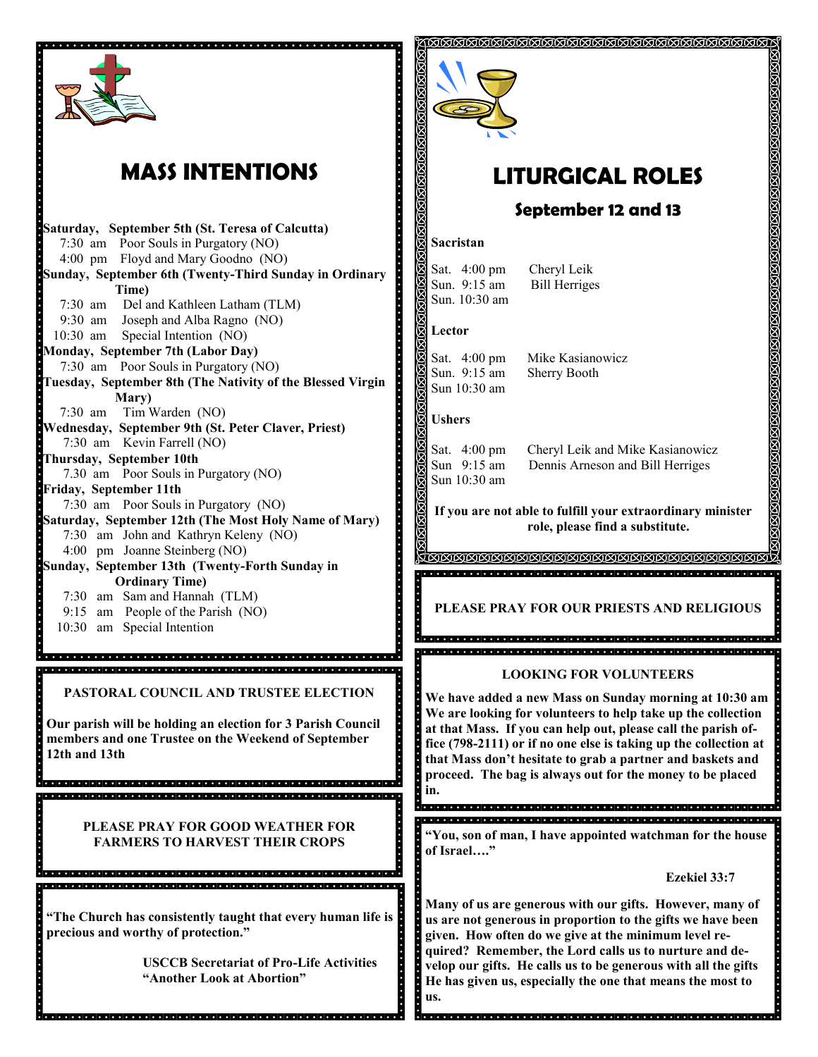# MASS INTENTIONS

**Saturday, September 5th (St. Teresa of Calcutta)**
7:30 am Poor Souls in Purgatory (NO)
4:00 pm Floyd and Mary Goodno (NO)

**Sunday, September 6th (Twenty-Third Sunday in Ordinary Time)**
7:30 am Del and Kathleen Latham (TLM)
9:30 am Joseph and Alba Ragno (NO)
10:30 am Special Intention (NO)

**Monday, September 7th (Labor Day)**
7:30 am Poor Souls in Purgatory (NO)

**Tuesday, September 8th (The Nativity of the Blessed Virgin Mary)**
7:30 am Tim Warden (NO)

**Wednesday, September 9th (St. Peter Claver, Priest)**
7:30 am Kevin Farrell (NO)

**Thursday, September 10th**
7.30 am Poor Souls in Purgatory (NO)

**Friday, September 11th**
7:30 am Poor Souls in Purgatory (NO)

**Saturday, September 12th (The Most Holy Name of Mary)**
7:30 am John and Kathryn Keleny (NO)
4:00 pm Joanne Steinberg (NO)

**Sunday, September 13th (Twenty-Forth Sunday in Ordinary Time)**
7:30 am Sam and Hannah (TLM)
9:15 am People of the Parish (NO)
10:30 am Special Intention

**PASTORAL COUNCIL AND TRUSTEE ELECTION**

**Our parish will be holding an election for 3 Parish Council members and one Trustee on the Weekend of September 12th and 13th**

**PLEASE PRAY FOR GOOD WEATHER FOR FARMERS TO HARVEST THEIR CROPS**

**"The Church has consistently taught that every human life is precious and worthy of protection."**

**USCCB Secretariat of Pro-Life Activities "Another Look at Abortion"**

# LITURGICAL ROLES

## September 12 and 13

**Sacristan**

Sat. 4:00 pm Cheryl Leik
Sun. 9:15 am Bill Herriges
Sun. 10:30 am

**Lector**

Sat. 4:00 pm Mike Kasianowicz
Sun. 9:15 am Sherry Booth
Sun 10:30 am

**Ushers**

Sat. 4:00 pm Cheryl Leik and Mike Kasianowicz
Sun 9:15 am Dennis Arneson and Bill Herriges
Sun 10:30 am

**If you are not able to fulfill your extraordinary minister role, please find a substitute.**

**PLEASE PRAY FOR OUR PRIESTS AND RELIGIOUS**

**LOOKING FOR VOLUNTEERS**

**We have added a new Mass on Sunday morning at 10:30 am We are looking for volunteers to help take up the collection at that Mass. If you can help out, please call the parish office (798-2111) or if no one else is taking up the collection at that Mass don't hesitate to grab a partner and baskets and proceed. The bag is always out for the money to be placed in.**

**"You, son of man, I have appointed watchman for the house of Israel…."**

**Ezekiel 33:7**

**Many of us are generous with our gifts. However, many of us are not generous in proportion to the gifts we have been given. How often do we give at the minimum level required? Remember, the Lord calls us to nurture and develop our gifts. He calls us to be generous with all the gifts He has given us, especially the one that means the most to us.**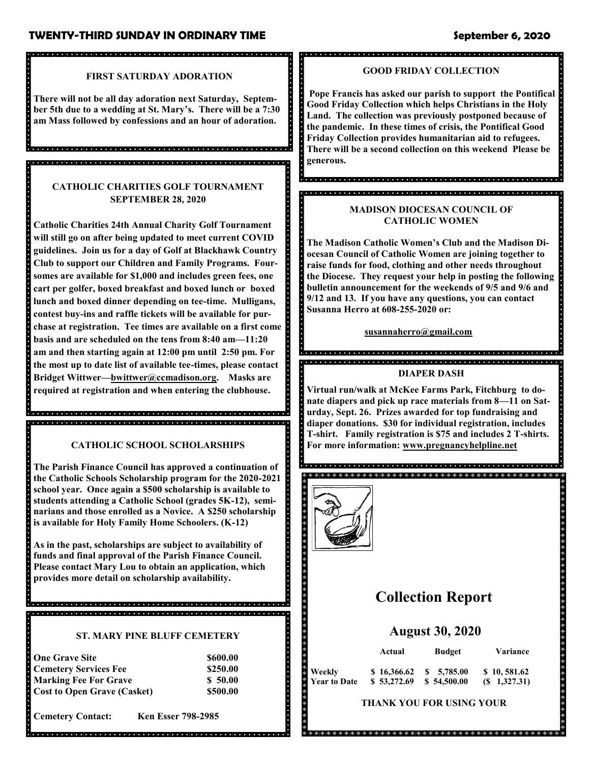## TWENTY-THIRD SUNDAY IN ORDINARY TIME

**September 6, 2020**

### FIRST SATURDAY ADORATION

**There will not be all day adoration next Saturday, September 5th due to a wedding at St. Mary's. There will be a 7:30 am Mass followed by confessions and an hour of adoration.**

### CATHOLIC CHARITIES GOLF TOURNAMENT SEPTEMBER 28, 2020

**Catholic Charities 24th Annual Charity Golf Tournament will still go on after being updated to meet current COVID guidelines. Join us for a day of Golf at Blackhawk Country Club to support our Children and Family Programs. Foursomes are available for $1,000 and includes green fees, one cart per golfer, boxed breakfast and boxed lunch or boxed lunch and boxed dinner depending on tee-time. Mulligans, contest buy-ins and raffle tickets will be available for purchase at registration. Tee times are available on a first come basis and are scheduled on the tens from 8:40 am—11:20 am and then starting again at 12:00 pm until 2:50 pm. For the most up to date list of available tee-times, please contact Bridget Wittwer—bwittwer@ccmadison.org. Masks are required at registration and when entering the clubhouse.**

### CATHOLIC SCHOOL SCHOLARSHIPS

**The Parish Finance Council has approved a continuation of the Catholic Schools Scholarship program for the 2020-2021 school year. Once again a $500 scholarship is available to students attending a Catholic School (grades 5K-12), seminarians and those enrolled as a Novice. A $250 scholarship is available for Holy Family Home Schoolers. (K-12)**

**As in the past, scholarships are subject to availability of funds and final approval of the Parish Finance Council. Please contact Mary Lou to obtain an application, which provides more detail on scholarship availability.**

### ST. MARY PINE BLUFF CEMETERY

| | |
|---|---|
| **One Grave Site** | **$600.00** |
| **Cemetery Services Fee** | **$250.00** |
| **Marking Fee For Grave** | **$ 50.00** |
| **Cost to Open Grave (Casket)** | **$500.00** |

**Cemetery Contact: Ken Esser 798-2985**

### GOOD FRIDAY COLLECTION

**Pope Francis has asked our parish to support the Pontifical Good Friday Collection which helps Christians in the Holy Land. The collection was previously postponed because of the pandemic. In these times of crisis, the Pontifical Good Friday Collection provides humanitarian aid to refugees. There will be a second collection on this weekend Please be generous.**

### MADISON DIOCESAN COUNCIL OF CATHOLIC WOMEN

**The Madison Catholic Women's Club and the Madison Diocesan Council of Catholic Women are joining together to raise funds for food, clothing and other needs throughout the Diocese. They request your help in posting the following bulletin announcement for the weekends of 9/5 and 9/6 and 9/12 and 13. If you have any questions, you can contact Susanna Herro at 608-255-2020 or:**

**susannaherro@gmail.com**

### DIAPER DASH

**Virtual run/walk at McKee Farms Park, Fitchburg to donate diapers and pick up race materials from 8—11 on Saturday, Sept. 26. Prizes awarded for top fundraising and diaper donations. $30 for individual registration, includes T-shirt. Family registration is $75 and includes 2 T-shirts. For more information: www.pregnancyhelpline.net**

## Collection Report

### August 30, 2020

| | Actual | Budget | Variance |
|---|---|---|---|
| **Weekly** | **$ 16,366.62** | **$ 5,785.00** | **$ 10, 581.62** |
| **Year to Date** | **$ 53,272.69** | **$ 54,500.00** | **($ 1,327.31)** |

**THANK YOU FOR USING YOUR**